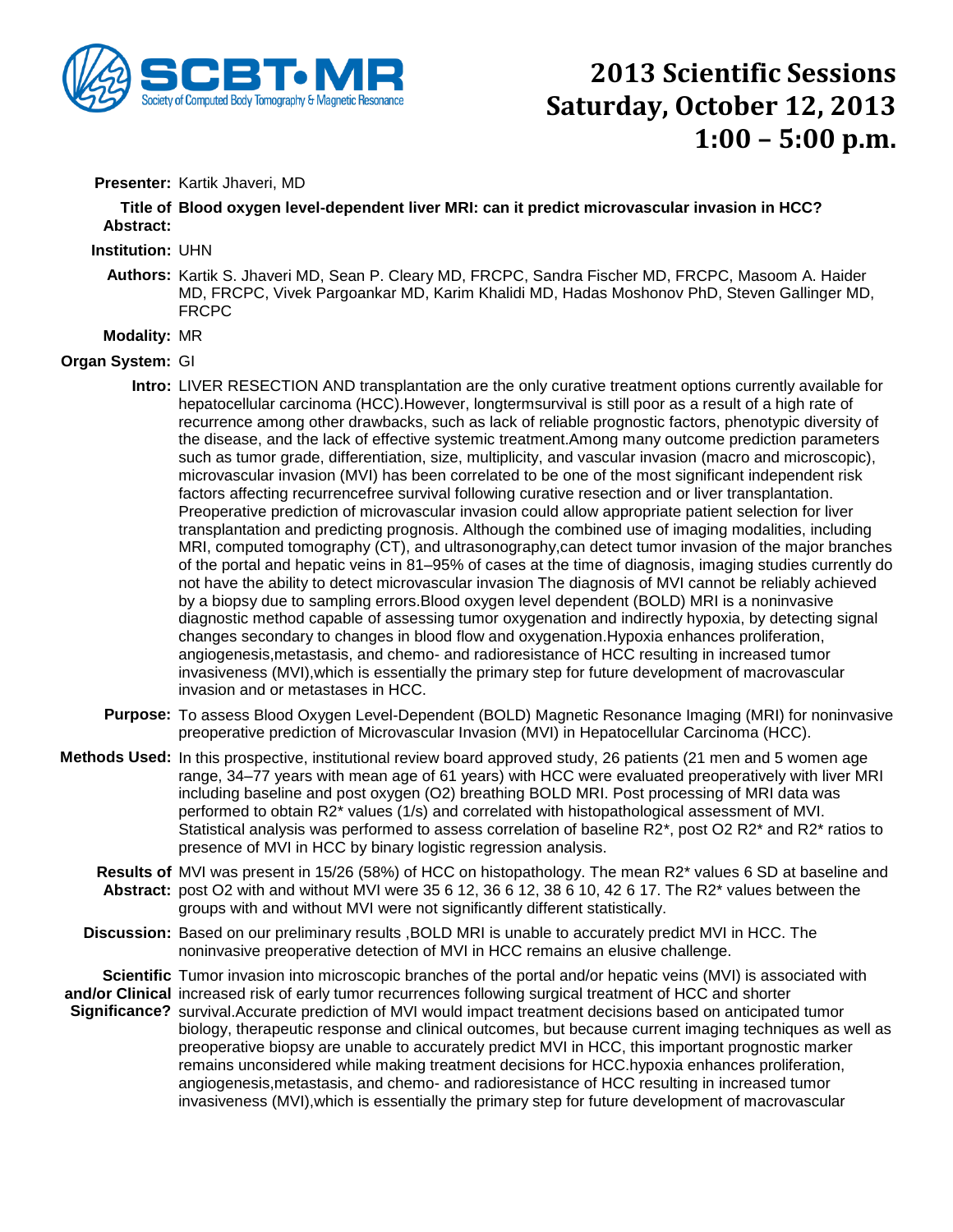# 2013 Scientific Sessions
# Saturday, October 12, 2013
# 1:00 – 5:00 p.m.

**Presenter:** Kartik Jhaveri, MD

**Title of Abstract:** **Blood oxygen level-dependent liver MRI: can it predict microvascular invasion in HCC?**

**Institution:** UHN

**Authors:** Kartik S. Jhaveri MD, Sean P. Cleary MD, FRCPC, Sandra Fischer MD, FRCPC, Masoom A. Haider MD, FRCPC, Vivek Pargoankar MD, Karim Khalidi MD, Hadas Moshonov PhD, Steven Gallinger MD, FRCPC

**Modality:** MR

**Organ System:** GI

**Intro:** LIVER RESECTION AND transplantation are the only curative treatment options currently available for hepatocellular carcinoma (HCC).However, longtermsurvival is still poor as a result of a high rate of recurrence among other drawbacks, such as lack of reliable prognostic factors, phenotypic diversity of the disease, and the lack of effective systemic treatment.Among many outcome prediction parameters such as tumor grade, differentiation, size, multiplicity, and vascular invasion (macro and microscopic), microvascular invasion (MVI) has been correlated to be one of the most significant independent risk factors affecting recurrencefree survival following curative resection and or liver transplantation. Preoperative prediction of microvascular invasion could allow appropriate patient selection for liver transplantation and predicting prognosis. Although the combined use of imaging modalities, including MRI, computed tomography (CT), and ultrasonography,can detect tumor invasion of the major branches of the portal and hepatic veins in 81–95% of cases at the time of diagnosis, imaging studies currently do not have the ability to detect microvascular invasion The diagnosis of MVI cannot be reliably achieved by a biopsy due to sampling errors.Blood oxygen level dependent (BOLD) MRI is a noninvasive diagnostic method capable of assessing tumor oxygenation and indirectly hypoxia, by detecting signal changes secondary to changes in blood flow and oxygenation.Hypoxia enhances proliferation, angiogenesis,metastasis, and chemo- and radioresistance of HCC resulting in increased tumor invasiveness (MVI),which is essentially the primary step for future development of macrovascular invasion and or metastases in HCC.

**Purpose:** To assess Blood Oxygen Level-Dependent (BOLD) Magnetic Resonance Imaging (MRI) for noninvasive preoperative prediction of Microvascular Invasion (MVI) in Hepatocellular Carcinoma (HCC).

**Methods Used:** In this prospective, institutional review board approved study, 26 patients (21 men and 5 women age range, 34–77 years with mean age of 61 years) with HCC were evaluated preoperatively with liver MRI including baseline and post oxygen ($O_2$) breathing BOLD MRI. Post processing of MRI data was performed to obtain $R2^*$ values (1/s) and correlated with histopathological assessment of MVI. Statistical analysis was performed to assess correlation of baseline $R2^*$, post $O_2$ $R2^*$ and $R2^*$ ratios to presence of MVI in HCC by binary logistic regression analysis.

**Results of Abstract:** MVI was present in 15/26 (58%) of HCC on histopathology. The mean $R2^*$ values 6 SD at baseline and post O2 with and without MVI were 35 6 12, 36 6 12, 38 6 10, 42 6 17. The $R2^*$ values between the groups with and without MVI were not significantly different statistically.

**Discussion:** Based on our preliminary results ,BOLD MRI is unable to accurately predict MVI in HCC. The noninvasive preoperative detection of MVI in HCC remains an elusive challenge.

**Scientific and/or Clinical Significance?** Tumor invasion into microscopic branches of the portal and/or hepatic veins (MVI) is associated with increased risk of early tumor recurrences following surgical treatment of HCC and shorter survival.Accurate prediction of MVI would impact treatment decisions based on anticipated tumor biology, therapeutic response and clinical outcomes, but because current imaging techniques as well as preoperative biopsy are unable to accurately predict MVI in HCC, this important prognostic marker remains unconsidered while making treatment decisions for HCC.hypoxia enhances proliferation, angiogenesis,metastasis, and chemo- and radioresistance of HCC resulting in increased tumor invasiveness (MVI),which is essentially the primary step for future development of macrovascular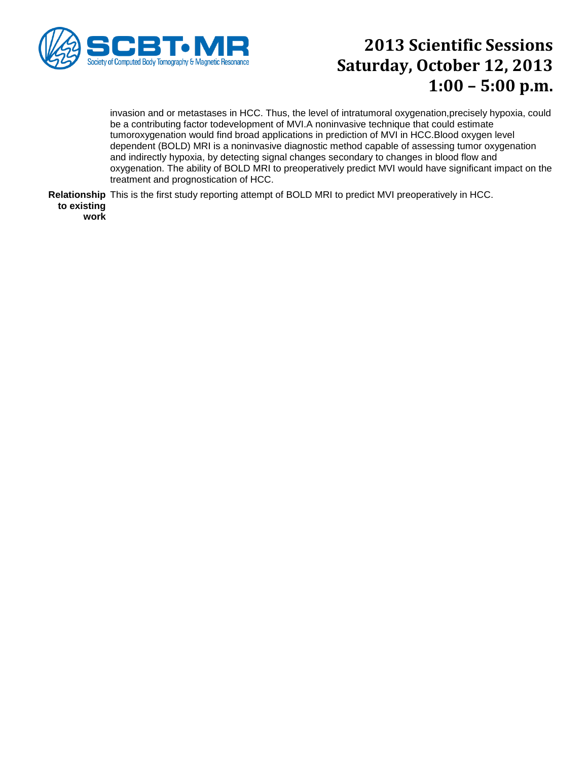invasion and or metastases in HCC. Thus, the level of intratumoral oxygenation,precisely hypoxia, could be a contributing factor todevelopment of MVI.A noninvasive technique that could estimate tumoroxygenation would find broad applications in prediction of MVI in HCC.Blood oxygen level dependent (BOLD) MRI is a noninvasive diagnostic method capable of assessing tumor oxygenation and indirectly hypoxia, by detecting signal changes secondary to changes in blood flow and oxygenation. The ability of BOLD MRI to preoperatively predict MVI would have significant impact on the treatment and prognostication of HCC.

**Relationship to existing work** This is the first study reporting attempt of BOLD MRI to predict MVI preoperatively in HCC.